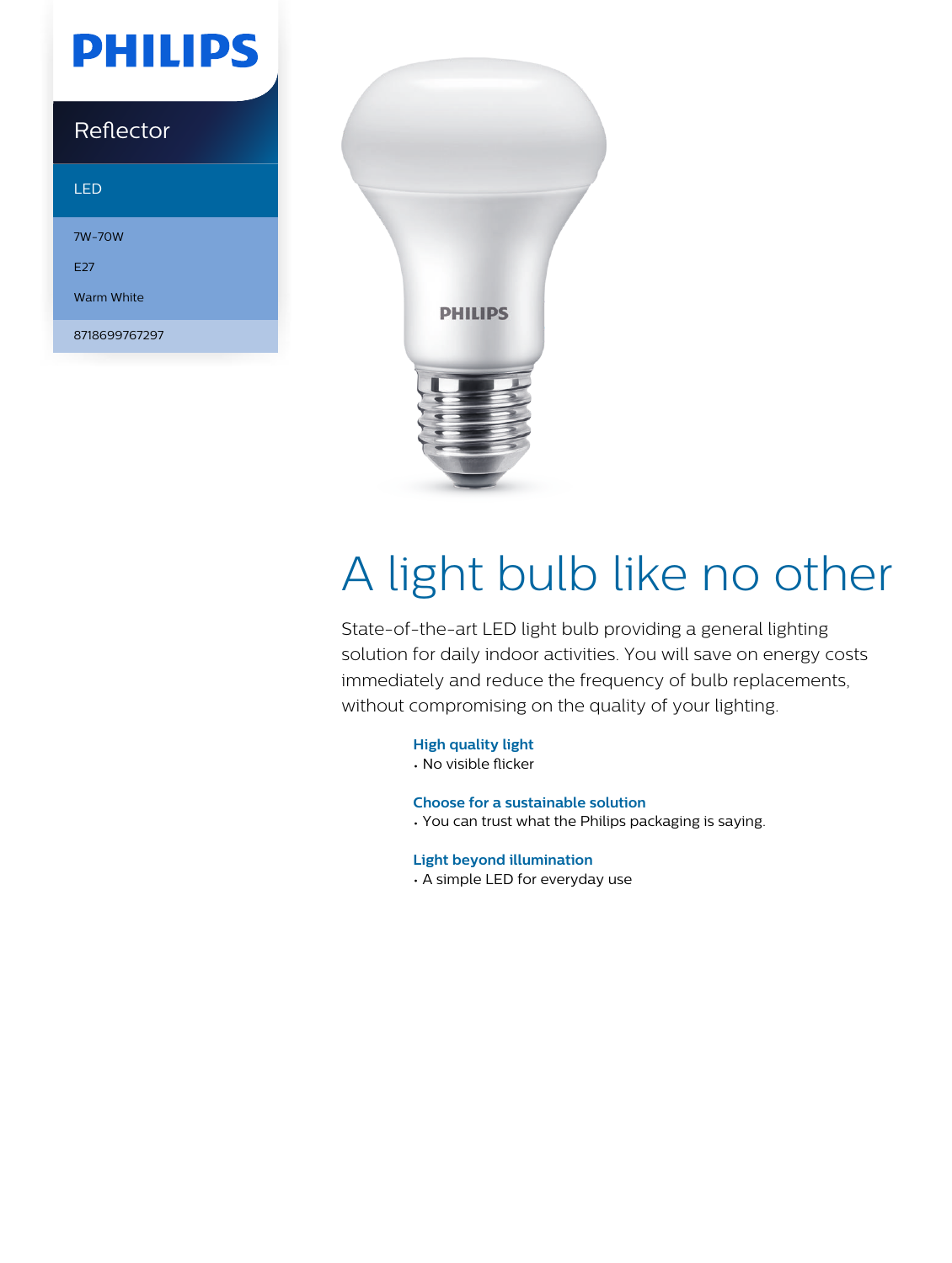PHILIPS

Reflector

LED

7W-70W

E27

Warm White

8718699767297

# A light bulb like no other

State-of-the-art LED light bulb providing a general lighting solution for daily indoor activities. You will save on energy costs immediately and reduce the frequency of bulb replacements, without compromising on the quality of your lighting.

**High quality light**
- No visible flicker

**Choose for a sustainable solution**
- You can trust what the Philips packaging is saying.

**Light beyond illumination**
- A simple LED for everyday use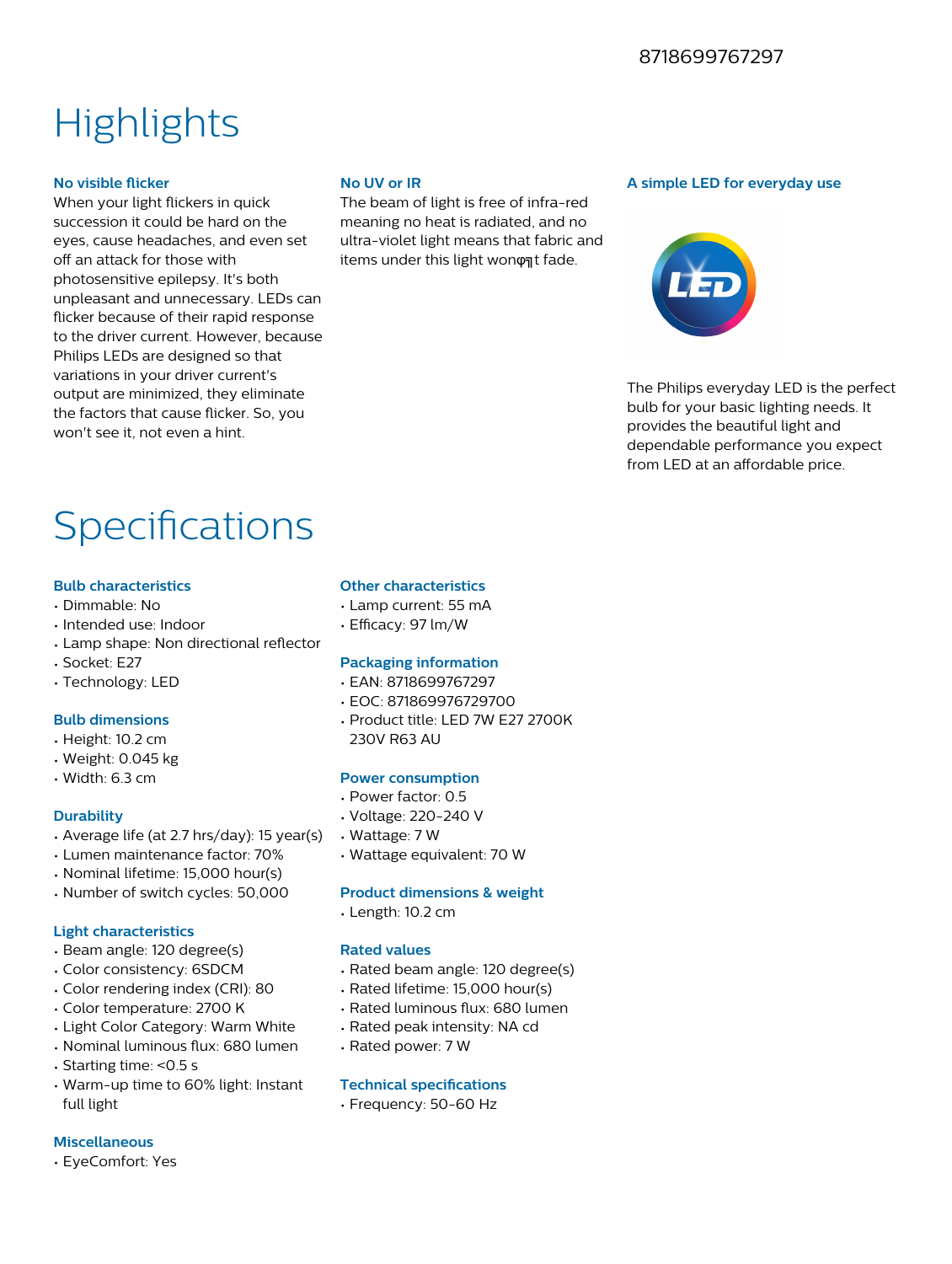8718699767297

# Highlights

### No visible flicker

When your light flickers in quick succession it could be hard on the eyes, cause headaches, and even set off an attack for those with photosensitive epilepsy. It's both unpleasant and unnecessary. LEDs can flicker because of their rapid response to the driver current. However, because Philips LEDs are designed so that variations in your driver current's output are minimized, they eliminate the factors that cause flicker. So, you won't see it, not even a hint.

### No UV or IR

The beam of light is free of infra-red meaning no heat is radiated, and no ultra-violet light means that fabric and items under this light wonφηt fade.

### A simple LED for everyday use

The Philips everyday LED is the perfect bulb for your basic lighting needs. It provides the beautiful light and dependable performance you expect from LED at an affordable price.

# Specifications

### Bulb characteristics

- Dimmable: No
- Intended use: Indoor
- Lamp shape: Non directional reflector
- Socket: E27
- Technology: LED

### Bulb dimensions

- Height: 10.2 cm
- Weight: 0.045 kg
- Width: 6.3 cm

### Durability

- Average life (at 2.7 hrs/day): 15 year(s)
- Lumen maintenance factor: 70%
- Nominal lifetime: 15,000 hour(s)
- Number of switch cycles: 50,000

### Light characteristics

- Beam angle: 120 degree(s)
- Color consistency: 6SDCM
- Color rendering index (CRI): 80
- Color temperature: 2700 K
- Light Color Category: Warm White
- Nominal luminous flux: 680 lumen
- Starting time: <0.5 s
- Warm-up time to 60% light: Instant full light

### Miscellaneous

- EyeComfort: Yes

### Other characteristics

- Lamp current: 55 mA
- Efficacy: 97 lm/W

### Packaging information

- EAN: 8718699767297
- EOC: 871869976729700
- Product title: LED 7W E27 2700K 230V R63 AU

### Power consumption

- Power factor: 0.5
- Voltage: 220-240 V
- Wattage: 7 W
- Wattage equivalent: 70 W

### Product dimensions & weight

- Length: 10.2 cm

### Rated values

- Rated beam angle: 120 degree(s)
- Rated lifetime: 15,000 hour(s)
- Rated luminous flux: 680 lumen
- Rated peak intensity: NA cd
- Rated power: 7 W

### Technical specifications

- Frequency: 50-60 Hz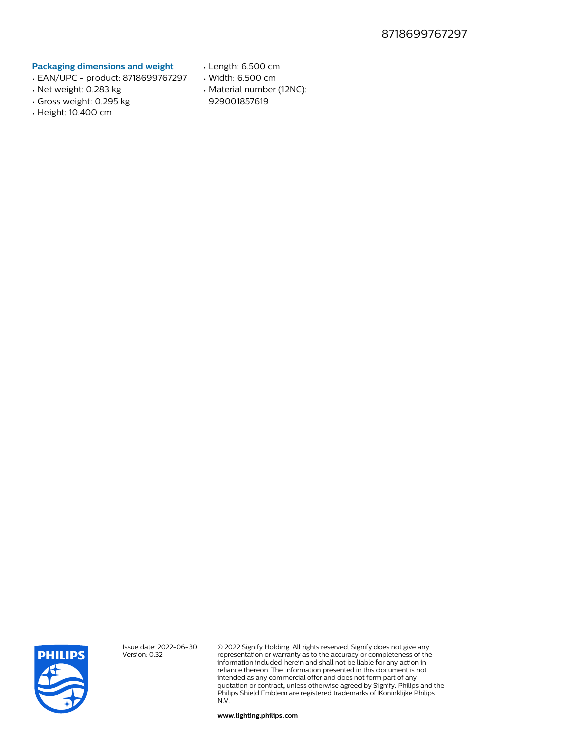### Packaging dimensions and weight

- EAN/UPC - product: 8718699767297
- Net weight: 0.283 kg
- Gross weight: 0.295 kg
- Height: 10.400 cm
- Length: 6.500 cm
- Width: 6.500 cm
- Material number (12NC): 929001857619

Issue date: 2022-06-30
Version: 0.32

© 2022 Signify Holding. All rights reserved. Signify does not give any representation or warranty as to the accuracy or completeness of the information included herein and shall not be liable for any action in reliance thereon. The information presented in this document is not intended as any commercial offer and does not form part of any quotation or contract, unless otherwise agreed by Signify. Philips and the Philips Shield Emblem are registered trademarks of Koninklijke Philips N.V.

**www.lighting.philips.com**